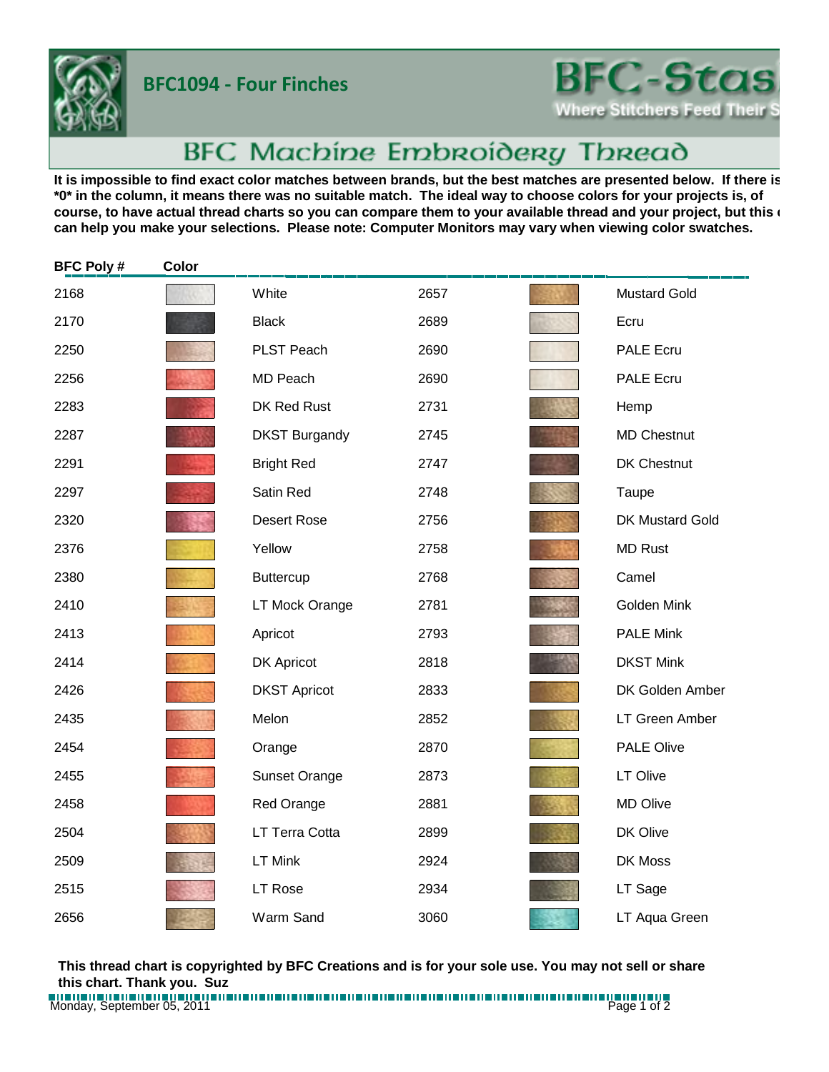**BFC1094 - Four Finches**

BFC-Stas

Where Stitchers Feed Their S

# BFC Machine Embroidery Thread

**It is impossible to find exact color matches between brands, but the best matches are presented below. If there is *0* in the column, it means there was no suitable match. The ideal way to choose colors for your projects is, of course, to have actual thread charts so you can compare them to your available thread and your project, but this can help you make your selections. Please note: Computer Monitors may vary when viewing color swatches.**

| BFC Poly # | Color | | BFC Poly # | Color | |
|---|---|---|---|---|---|
| 2168 | | White | 2657 | | Mustard Gold |
| 2170 | | Black | 2689 | | Ecru |
| 2250 | | PLST Peach | 2690 | | PALE Ecru |
| 2256 | | MD Peach | 2690 | | PALE Ecru |
| 2283 | | DK Red Rust | 2731 | | Hemp |
| 2287 | | DKST Burgandy | 2745 | | MD Chestnut |
| 2291 | | Bright Red | 2747 | | DK Chestnut |
| 2297 | | Satin Red | 2748 | | Taupe |
| 2320 | | Desert Rose | 2756 | | DK Mustard Gold |
| 2376 | | Yellow | 2758 | | MD Rust |
| 2380 | | Buttercup | 2768 | | Camel |
| 2410 | | LT Mock Orange | 2781 | | Golden Mink |
| 2413 | | Apricot | 2793 | | PALE Mink |
| 2414 | | DK Apricot | 2818 | | DKST Mink |
| 2426 | | DKST Apricot | 2833 | | DK Golden Amber |
| 2435 | | Melon | 2852 | | LT Green Amber |
| 2454 | | Orange | 2870 | | PALE Olive |
| 2455 | | Sunset Orange | 2873 | | LT Olive |
| 2458 | | Red Orange | 2881 | | MD Olive |
| 2504 | | LT Terra Cotta | 2899 | | DK Olive |
| 2509 | | LT Mink | 2924 | | DK Moss |
| 2515 | | LT Rose | 2934 | | LT Sage |
| 2656 | | Warm Sand | 3060 | | LT Aqua Green |

**This thread chart is copyrighted by BFC Creations and is for your sole use. You may not sell or share this chart. Thank you. Suz**

Monday, September 05, 2011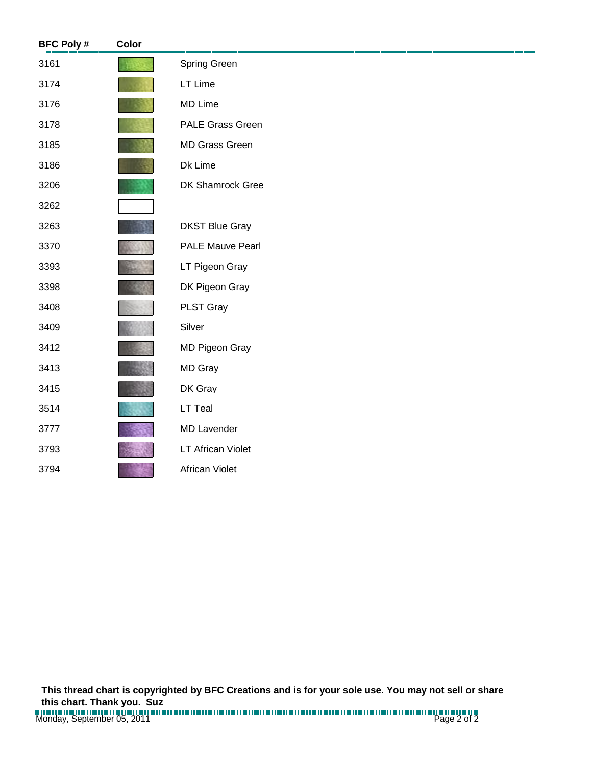| BFC Poly # | Color | |
| --- | --- | --- |
| 3161 | | Spring Green |
| 3174 | | LT Lime |
| 3176 | | MD Lime |
| 3178 | | PALE Grass Green |
| 3185 | | MD Grass Green |
| 3186 | | Dk Lime |
| 3206 | | DK Shamrock Gree |
| 3262 | | |
| 3263 | | DKST Blue Gray |
| 3370 | | PALE Mauve Pearl |
| 3393 | | LT Pigeon Gray |
| 3398 | | DK Pigeon Gray |
| 3408 | | PLST Gray |
| 3409 | | Silver |
| 3412 | | MD Pigeon Gray |
| 3413 | | MD Gray |
| 3415 | | DK Gray |
| 3514 | | LT Teal |
| 3777 | | MD Lavender |
| 3793 | | LT African Violet |
| 3794 | | African Violet |

**This thread chart is copyrighted by BFC Creations and is for your sole use. You may not sell or share this chart. Thank you. Suz**

Monday, September 05, 2011